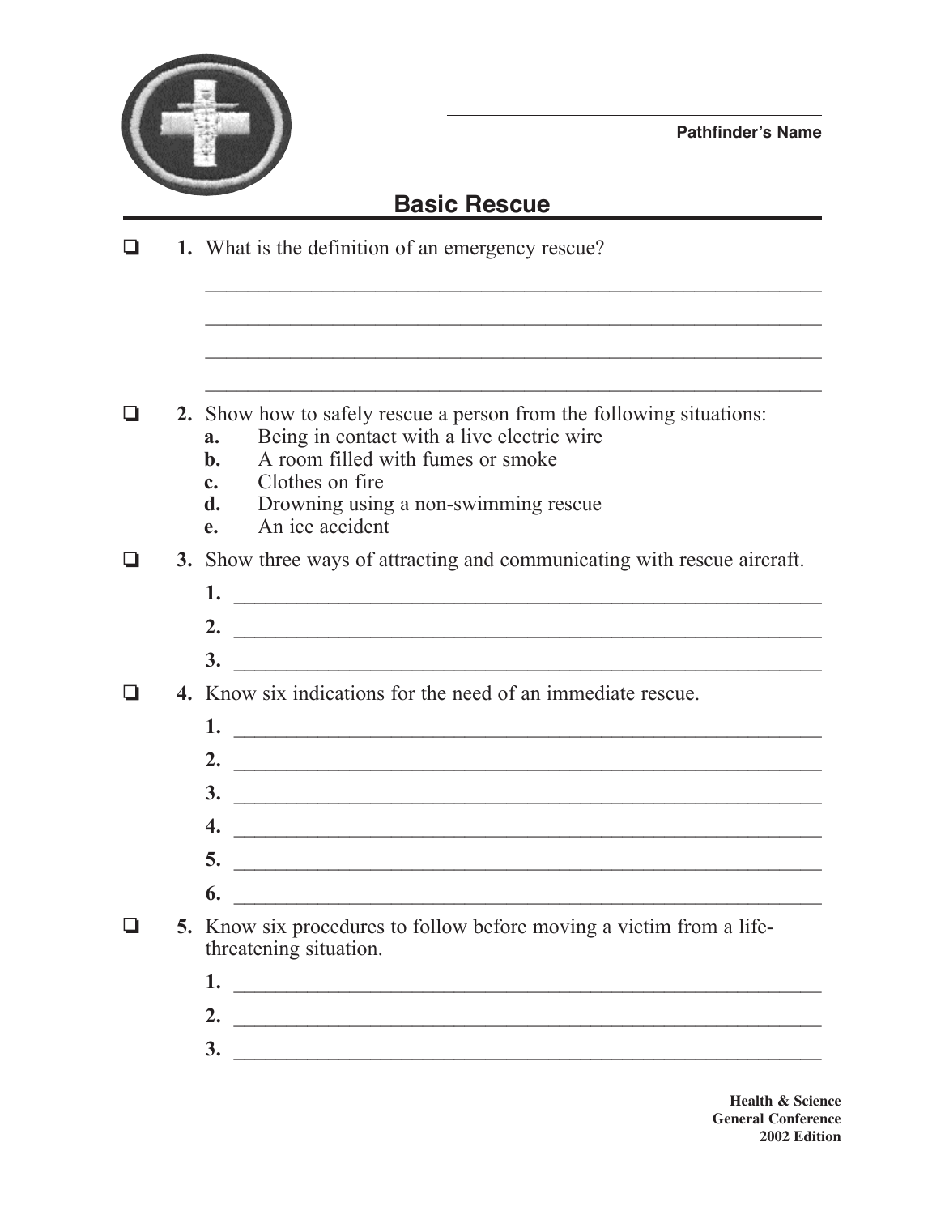Pathfinder's Name

# Basic Rescue

- [ ] **1.** What is the definition of an emergency rescue?

____________________________________________

____________________________________________

____________________________________________

____________________________________________

- [ ] **2.** Show how to safely rescue a person from the following situations:
  - **a.** Being in contact with a live electric wire
  - **b.** A room filled with fumes or smoke
  - **c.** Clothes on fire
  - **d.** Drowning using a non-swimming rescue
  - **e.** An ice accident

- [ ] **3.** Show three ways of attracting and communicating with rescue aircraft.
  1. ____________________________________________
  2. ____________________________________________
  3. ____________________________________________

- [ ] **4.** Know six indications for the need of an immediate rescue.
  1. ____________________________________________
  2. ____________________________________________
  3. ____________________________________________
  4. ____________________________________________
  5. ____________________________________________
  6. ____________________________________________

- [ ] **5.** Know six procedures to follow before moving a victim from a life-threatening situation.
  1. ____________________________________________
  2. ____________________________________________
  3. ____________________________________________

**Health & Science**
**General Conference**
**2002 Edition**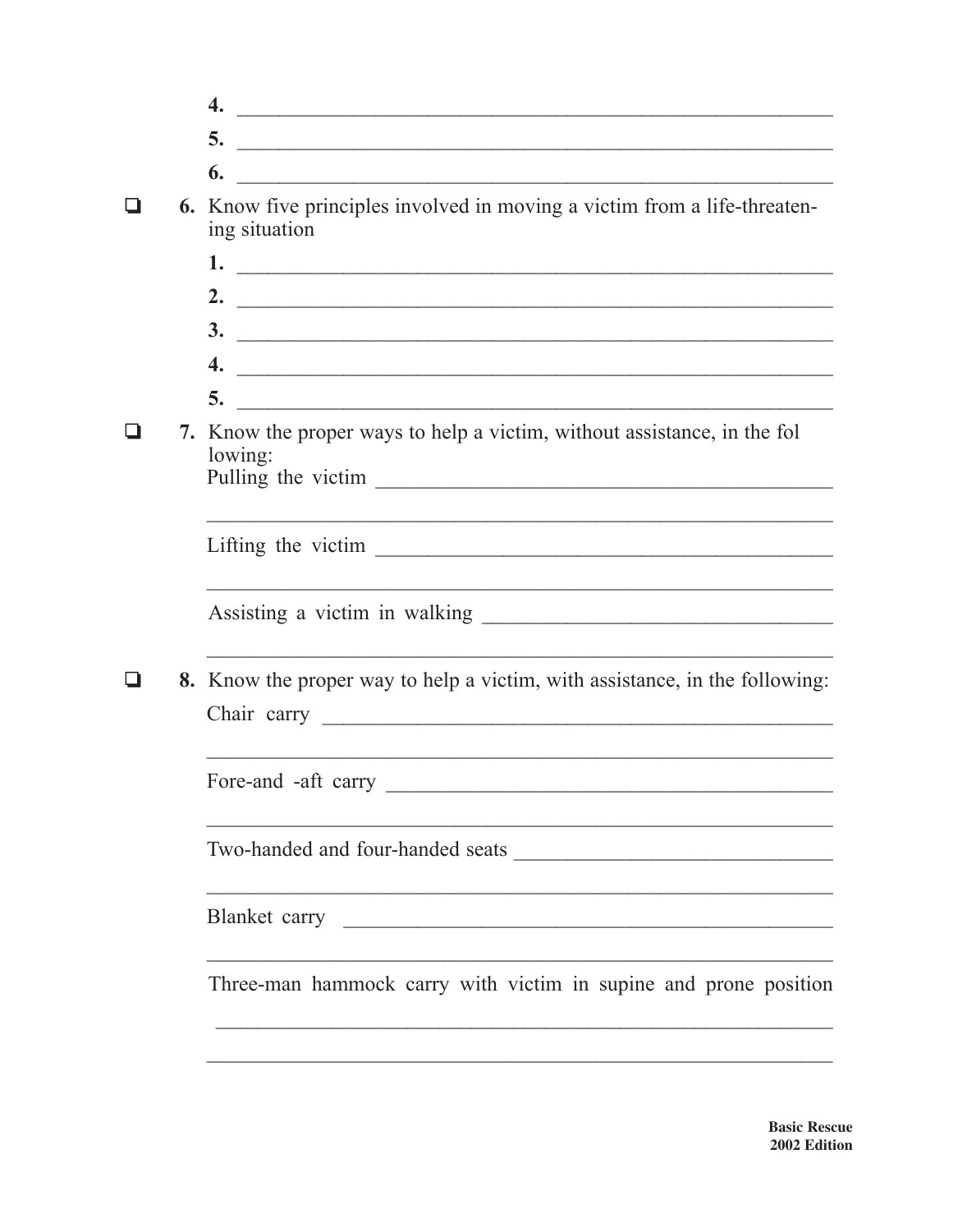4. ______________________________________________

5. ______________________________________________

6. ______________________________________________

- [ ] **6.** Know five principles involved in moving a victim from a life-threatening situation

    1. ______________________________________________
    2. ______________________________________________
    3. ______________________________________________
    4. ______________________________________________
    5. ______________________________________________

- [ ] **7.** Know the proper ways to help a victim, without assistance, in the fol lowing:

    Pulling the victim ______________________________________________

    ______________________________________________

    Lifting the victim ______________________________________________

    ______________________________________________

    Assisting a victim in walking ______________________________________________

    ______________________________________________

- [ ] **8.** Know the proper way to help a victim, with assistance, in the following:

    Chair carry ______________________________________________

    ______________________________________________

    Fore-and -aft carry ______________________________________________

    ______________________________________________

    Two-handed and four-handed seats ______________________________________________

    ______________________________________________

    Blanket carry ______________________________________________

    ______________________________________________

    Three-man hammock carry with victim in supine and prone position

    ______________________________________________

    ______________________________________________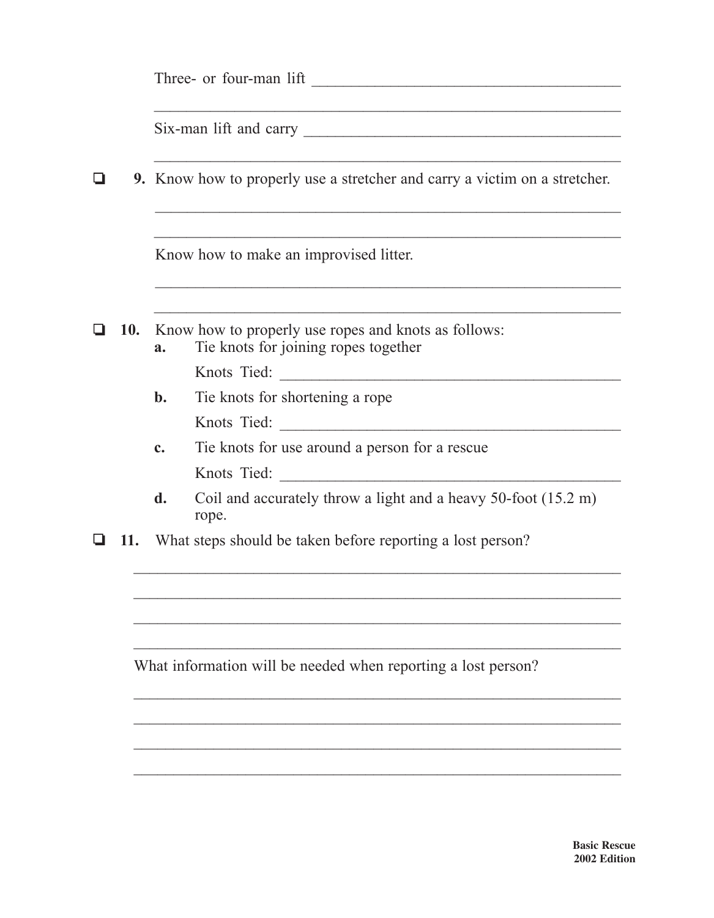Three- or four-man lift ________________________________________

____________________________________________________________

Six-man lift and carry __________________________________________

____________________________________________________________

- [ ] **9.** Know how to properly use a stretcher and carry a victim on a stretcher.

  ____________________________________________________________

  ____________________________________________________________

  Know how to make an improvised litter.

  ____________________________________________________________

  ____________________________________________________________

- [ ] **10.** Know how to properly use ropes and knots as follows:
  - **a.** Tie knots for joining ropes together

    Knots Tied: ____________________________________________
  - **b.** Tie knots for shortening a rope

    Knots Tied: ____________________________________________
  - **c.** Tie knots for use around a person for a rescue

    Knots Tied: ____________________________________________
  - **d.** Coil and accurately throw a light and a heavy 50-foot (15.2 m) rope.

- [ ] **11.** What steps should be taken before reporting a lost person?

____________________________________________________________

____________________________________________________________

____________________________________________________________

____________________________________________________________

What information will be needed when reporting a lost person?

____________________________________________________________

____________________________________________________________

____________________________________________________________

____________________________________________________________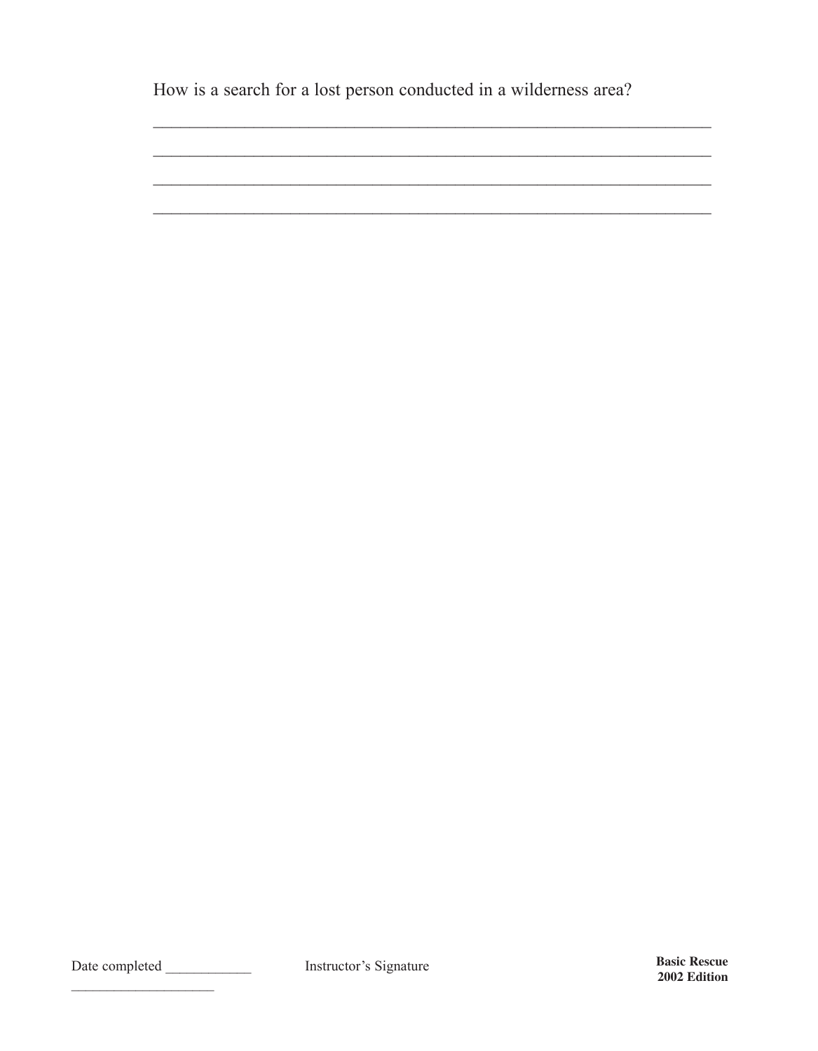How is a search for a lost person conducted in a wilderness area?

_______________________________________________________________

_______________________________________________________________

_______________________________________________________________

_______________________________________________________________

Date completed ____________ Instructor's Signature ____________________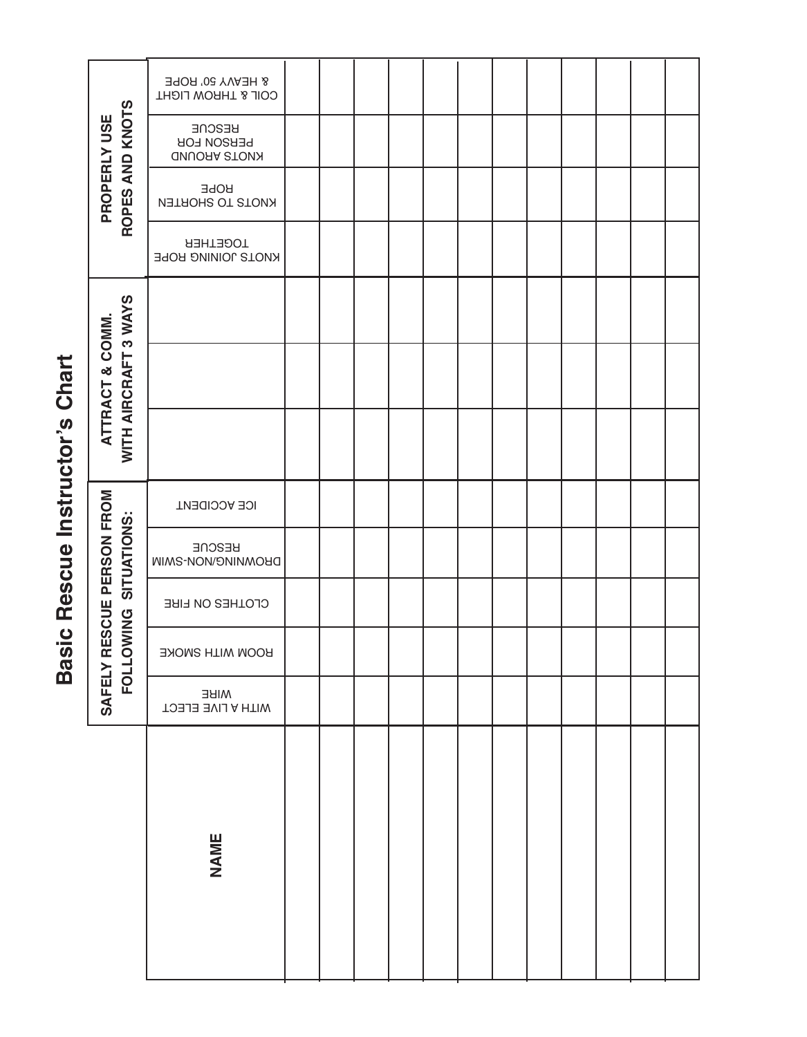# Basic Rescue Instructor's Chart

| NAME | SAFELY RESCUE PERSON FROM FOLLOWING SITUATIONS: WITH A LIVE ELECT WIRE | ROOM WITH SMOKE | CLOTHES ON FIRE | DROWNING/NON-SWIM RESCUE | ICE ACCIDENT | ATTRACT & COMM. WITH AIRCRAFT 3 WAYS | | | PROPERLY USE ROPES AND KNOTS: KNOTS JOINING ROPE TOGETHER | KNOTS TO SHORTEN ROPE | KNOTS AROUND PERSON FOR RESCUE | COIL & THROW LIGHT & HEAVY 50' ROPE |
|---|---|---|---|---|---|---|---|---|---|---|---|---|
| | | | | | | | | | | | | |
| | | | | | | | | | | | | |
| | | | | | | | | | | | | |
| | | | | | | | | | | | | |
| | | | | | | | | | | | | |
| | | | | | | | | | | | | |
| | | | | | | | | | | | | |
| | | | | | | | | | | | | |
| | | | | | | | | | | | | |
| | | | | | | | | | | | | |
| | | | | | | | | | | | | |
| | | | | | | | | | | | | |